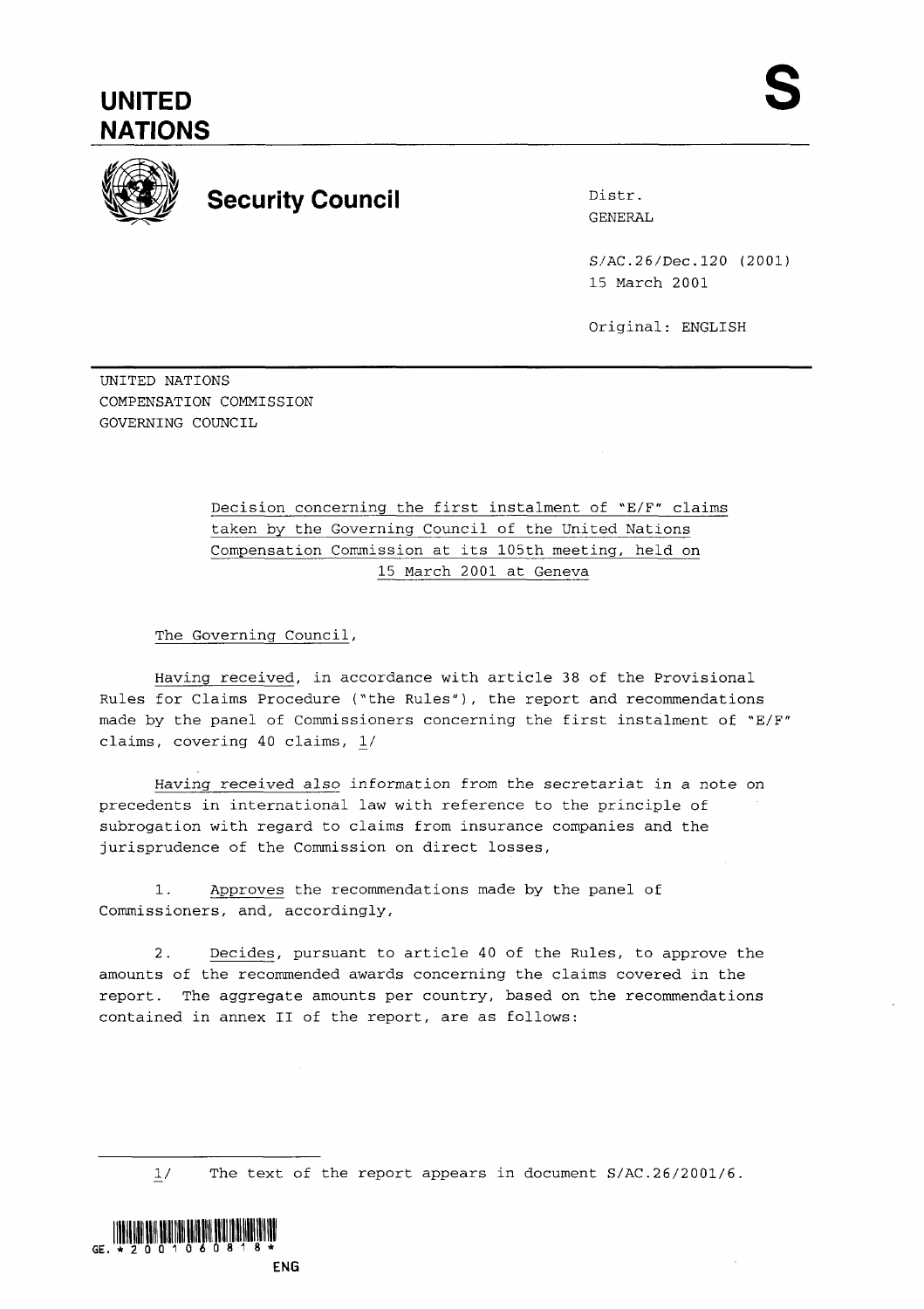# UNITED NATIONS

**S**

## Security Council

Distr.
GENERAL

S/AC.26/Dec.120 (2001)
15 March 2001

Original: ENGLISH

UNITED NATIONS
COMPENSATION COMMISSION
GOVERNING COUNCIL

Decision concerning the first instalment of "E/F" claims taken by the Governing Council of the United Nations Compensation Commission at its 105th meeting, held on 15 March 2001 at Geneva

The Governing Council,

*Having received*, in accordance with article 38 of the Provisional Rules for Claims Procedure ("the Rules"), the report and recommendations made by the panel of Commissioners concerning the first instalment of "E/F" claims, covering 40 claims, [1]

*Having received also* information from the secretariat in a note on precedents in international law with reference to the principle of subrogation with regard to claims from insurance companies and the jurisprudence of the Commission on direct losses,

1. *Approves* the recommendations made by the panel of Commissioners, and, accordingly,

2. *Decides*, pursuant to article 40 of the Rules, to approve the amounts of the recommended awards concerning the claims covered in the report. The aggregate amounts per country, based on the recommendations contained in annex II of the report, are as follows:

---

[1] The text of the report appears in document S/AC.26/2001/6.

GE.*2001060818*

ENG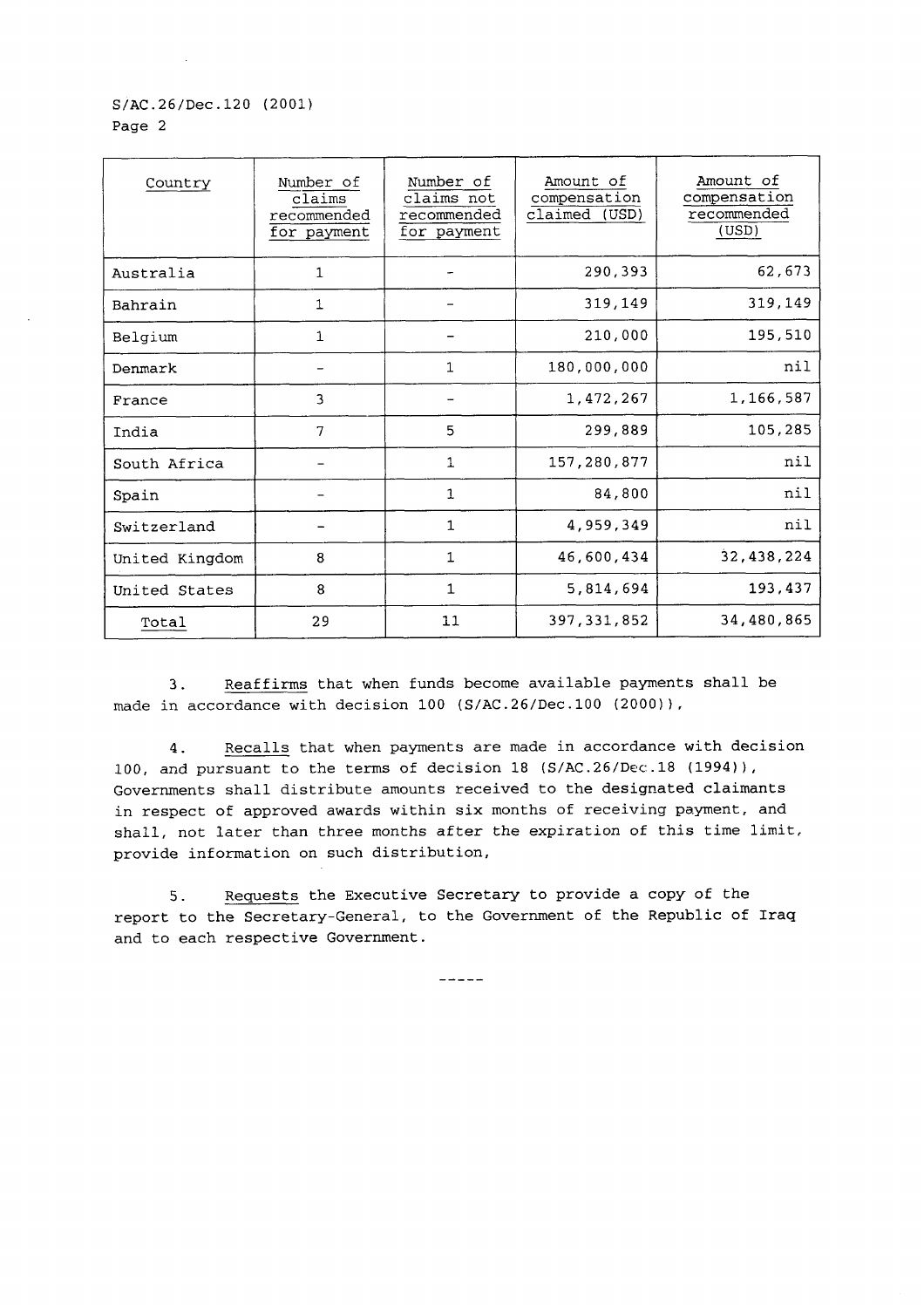| Country | Number of claims recommended for payment | Number of claims not recommended for payment | Amount of compensation claimed (USD) | Amount of compensation recommended (USD) |
|---|---|---|---|---|
| Australia | 1 | - | 290,393 | 62,673 |
| Bahrain | 1 | - | 319,149 | 319,149 |
| Belgium | 1 | - | 210,000 | 195,510 |
| Denmark | - | 1 | 180,000,000 | nil |
| France | 3 | - | 1,472,267 | 1,166,587 |
| India | 7 | 5 | 299,889 | 105,285 |
| South Africa | - | 1 | 157,280,877 | nil |
| Spain | - | 1 | 84,800 | nil |
| Switzerland | - | 1 | 4,959,349 | nil |
| United Kingdom | 8 | 1 | 46,600,434 | 32,438,224 |
| United States | 8 | 1 | 5,814,694 | 193,437 |
| Total | 29 | 11 | 397,331,852 | 34,480,865 |

3. Reaffirms that when funds become available payments shall be made in accordance with decision 100 (S/AC.26/Dec.100 (2000)),

4. Recalls that when payments are made in accordance with decision 100, and pursuant to the terms of decision 18 (S/AC.26/Dec.18 (1994)), Governments shall distribute amounts received to the designated claimants in respect of approved awards within six months of receiving payment, and shall, not later than three months after the expiration of this time limit, provide information on such distribution,

5. Requests the Executive Secretary to provide a copy of the report to the Secretary-General, to the Government of the Republic of Iraq and to each respective Government.

-----